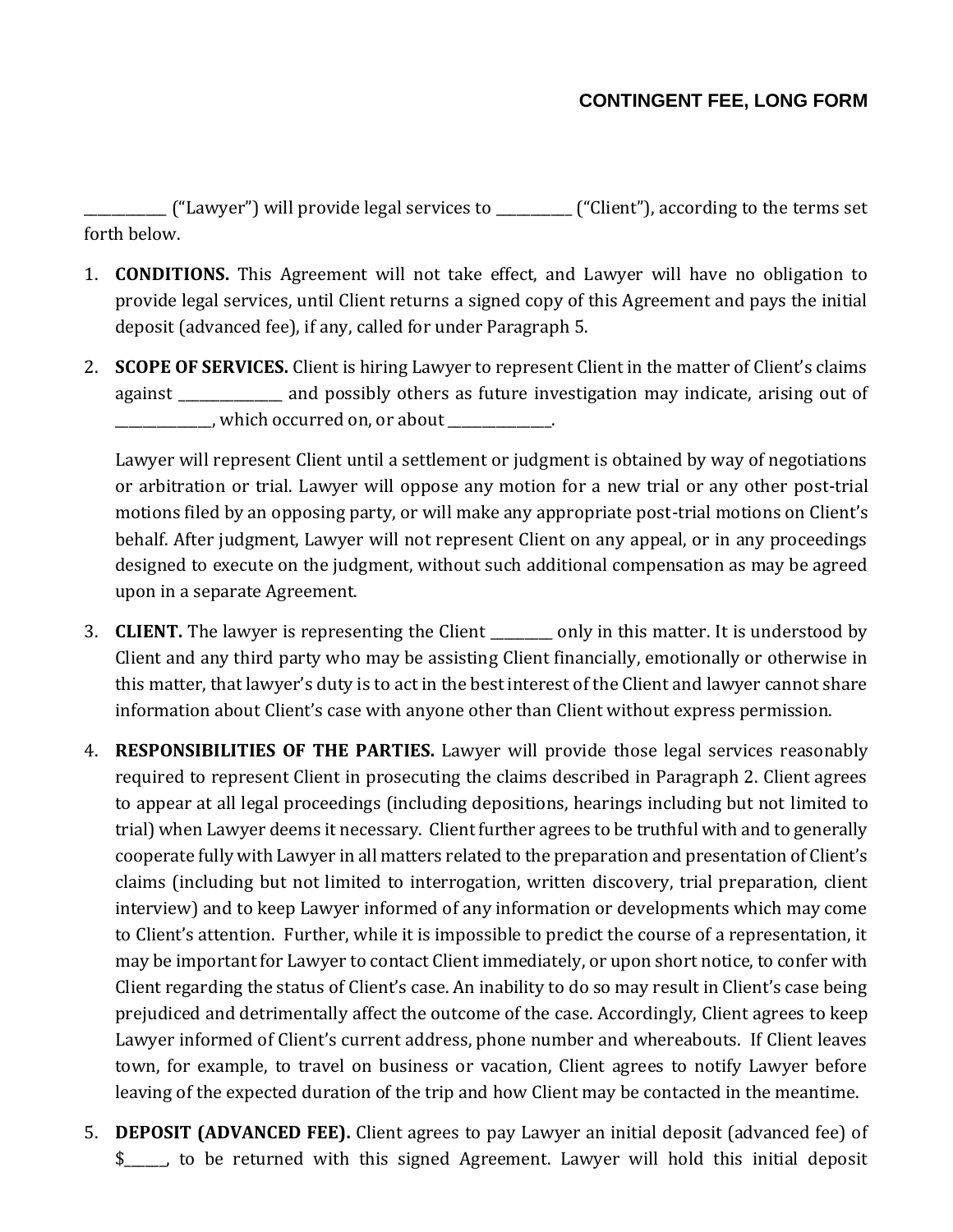# CONTINGENT FEE, LONG FORM

___________ ("Lawyer") will provide legal services to __________ ("Client"), according to the terms set forth below.

1. **CONDITIONS.** This Agreement will not take effect, and Lawyer will have no obligation to provide legal services, until Client returns a signed copy of this Agreement and pays the initial deposit (advanced fee), if any, called for under Paragraph 5.

2. **SCOPE OF SERVICES.** Client is hiring Lawyer to represent Client in the matter of Client's claims against ______________ and possibly others as future investigation may indicate, arising out of _____________, which occurred on, or about ______________.

   Lawyer will represent Client until a settlement or judgment is obtained by way of negotiations or arbitration or trial. Lawyer will oppose any motion for a new trial or any other post-trial motions filed by an opposing party, or will make any appropriate post-trial motions on Client's behalf. After judgment, Lawyer will not represent Client on any appeal, or in any proceedings designed to execute on the judgment, without such additional compensation as may be agreed upon in a separate Agreement.

3. **CLIENT.** The lawyer is representing the Client _________ only in this matter. It is understood by Client and any third party who may be assisting Client financially, emotionally or otherwise in this matter, that lawyer's duty is to act in the best interest of the Client and lawyer cannot share information about Client's case with anyone other than Client without express permission.

4. **RESPONSIBILITIES OF THE PARTIES.** Lawyer will provide those legal services reasonably required to represent Client in prosecuting the claims described in Paragraph 2. Client agrees to appear at all legal proceedings (including depositions, hearings including but not limited to trial) when Lawyer deems it necessary. Client further agrees to be truthful with and to generally cooperate fully with Lawyer in all matters related to the preparation and presentation of Client's claims (including but not limited to interrogation, written discovery, trial preparation, client interview) and to keep Lawyer informed of any information or developments which may come to Client's attention. Further, while it is impossible to predict the course of a representation, it may be important for Lawyer to contact Client immediately, or upon short notice, to confer with Client regarding the status of Client's case. An inability to do so may result in Client's case being prejudiced and detrimentally affect the outcome of the case. Accordingly, Client agrees to keep Lawyer informed of Client's current address, phone number and whereabouts. If Client leaves town, for example, to travel on business or vacation, Client agrees to notify Lawyer before leaving of the expected duration of the trip and how Client may be contacted in the meantime.

5. **DEPOSIT (ADVANCED FEE).** Client agrees to pay Lawyer an initial deposit (advanced fee) of $______, to be returned with this signed Agreement. Lawyer will hold this initial deposit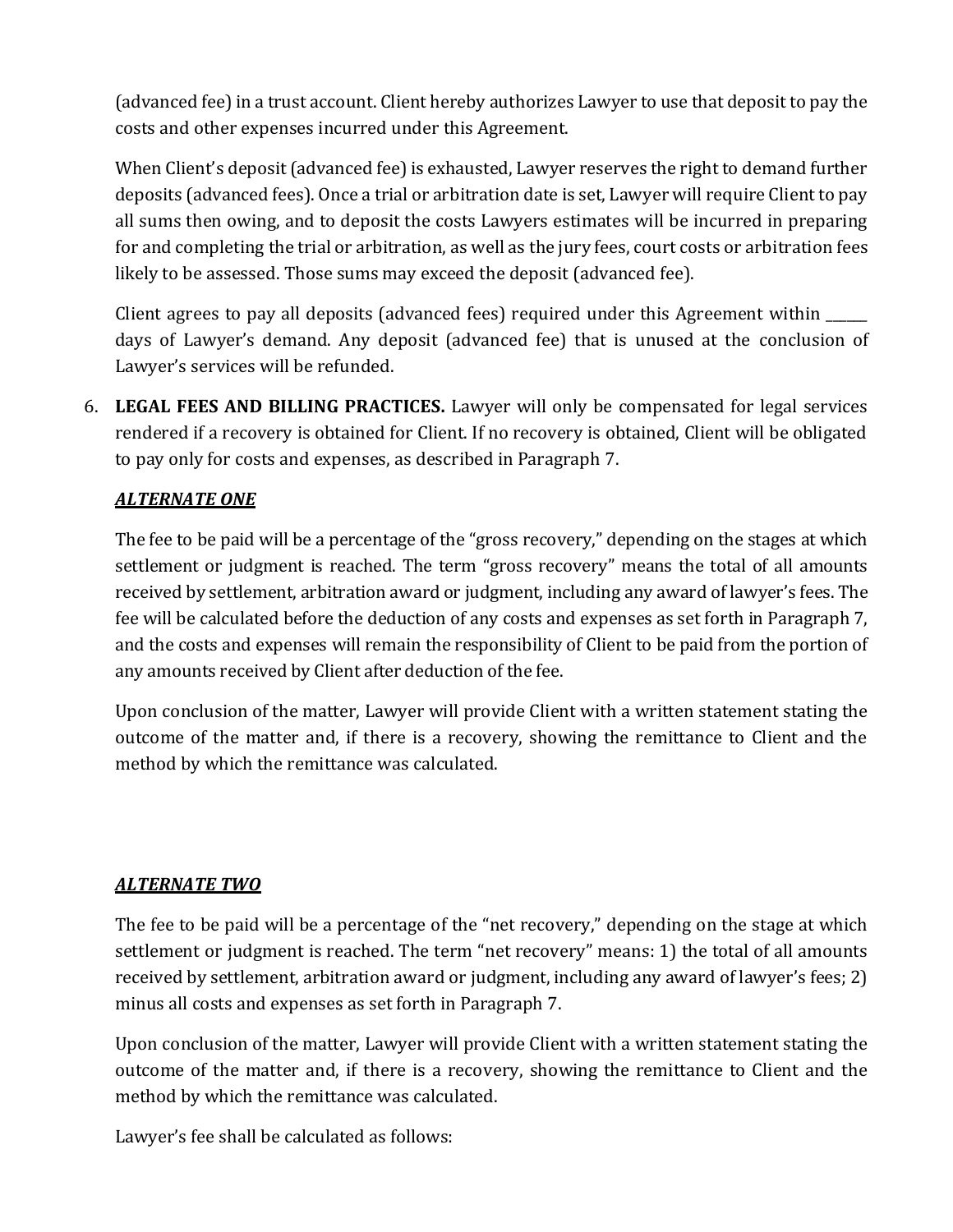(advanced fee) in a trust account. Client hereby authorizes Lawyer to use that deposit to pay the costs and other expenses incurred under this Agreement.

When Client's deposit (advanced fee) is exhausted, Lawyer reserves the right to demand further deposits (advanced fees). Once a trial or arbitration date is set, Lawyer will require Client to pay all sums then owing, and to deposit the costs Lawyers estimates will be incurred in preparing for and completing the trial or arbitration, as well as the jury fees, court costs or arbitration fees likely to be assessed. Those sums may exceed the deposit (advanced fee).

Client agrees to pay all deposits (advanced fees) required under this Agreement within ______ days of Lawyer's demand. Any deposit (advanced fee) that is unused at the conclusion of Lawyer's services will be refunded.

6. **LEGAL FEES AND BILLING PRACTICES.** Lawyer will only be compensated for legal services rendered if a recovery is obtained for Client. If no recovery is obtained, Client will be obligated to pay only for costs and expenses, as described in Paragraph 7.

***ALTERNATE ONE***

The fee to be paid will be a percentage of the "gross recovery," depending on the stages at which settlement or judgment is reached. The term "gross recovery" means the total of all amounts received by settlement, arbitration award or judgment, including any award of lawyer's fees. The fee will be calculated before the deduction of any costs and expenses as set forth in Paragraph 7, and the costs and expenses will remain the responsibility of Client to be paid from the portion of any amounts received by Client after deduction of the fee.

Upon conclusion of the matter, Lawyer will provide Client with a written statement stating the outcome of the matter and, if there is a recovery, showing the remittance to Client and the method by which the remittance was calculated.

***ALTERNATE TWO***

The fee to be paid will be a percentage of the "net recovery," depending on the stage at which settlement or judgment is reached. The term "net recovery" means: 1) the total of all amounts received by settlement, arbitration award or judgment, including any award of lawyer's fees; 2) minus all costs and expenses as set forth in Paragraph 7.

Upon conclusion of the matter, Lawyer will provide Client with a written statement stating the outcome of the matter and, if there is a recovery, showing the remittance to Client and the method by which the remittance was calculated.

Lawyer's fee shall be calculated as follows: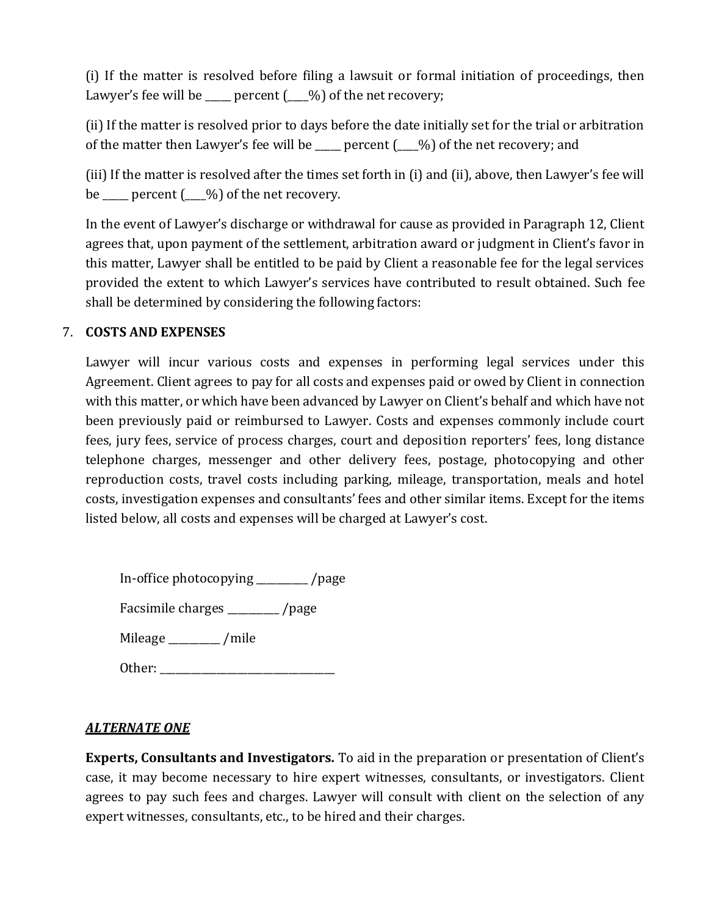(i) If the matter is resolved before filing a lawsuit or formal initiation of proceedings, then Lawyer's fee will be _____ percent (____%) of the net recovery;

(ii) If the matter is resolved prior to days before the date initially set for the trial or arbitration of the matter then Lawyer's fee will be _____ percent (____%) of the net recovery; and

(iii) If the matter is resolved after the times set forth in (i) and (ii), above, then Lawyer's fee will be _____ percent (____%) of the net recovery.

In the event of Lawyer's discharge or withdrawal for cause as provided in Paragraph 12, Client agrees that, upon payment of the settlement, arbitration award or judgment in Client's favor in this matter, Lawyer shall be entitled to be paid by Client a reasonable fee for the legal services provided the extent to which Lawyer's services have contributed to result obtained. Such fee shall be determined by considering the following factors:

7. **COSTS AND EXPENSES**

Lawyer will incur various costs and expenses in performing legal services under this Agreement. Client agrees to pay for all costs and expenses paid or owed by Client in connection with this matter, or which have been advanced by Lawyer on Client's behalf and which have not been previously paid or reimbursed to Lawyer. Costs and expenses commonly include court fees, jury fees, service of process charges, court and deposition reporters' fees, long distance telephone charges, messenger and other delivery fees, postage, photocopying and other reproduction costs, travel costs including parking, mileage, transportation, meals and hotel costs, investigation expenses and consultants' fees and other similar items. Except for the items listed below, all costs and expenses will be charged at Lawyer's cost.

In-office photocopying __________ /page

Facsimile charges __________ /page

Mileage __________ /mile

Other: ___________________________________

***ALTERNATE ONE***

**Experts, Consultants and Investigators.** To aid in the preparation or presentation of Client's case, it may become necessary to hire expert witnesses, consultants, or investigators. Client agrees to pay such fees and charges. Lawyer will consult with client on the selection of any expert witnesses, consultants, etc., to be hired and their charges.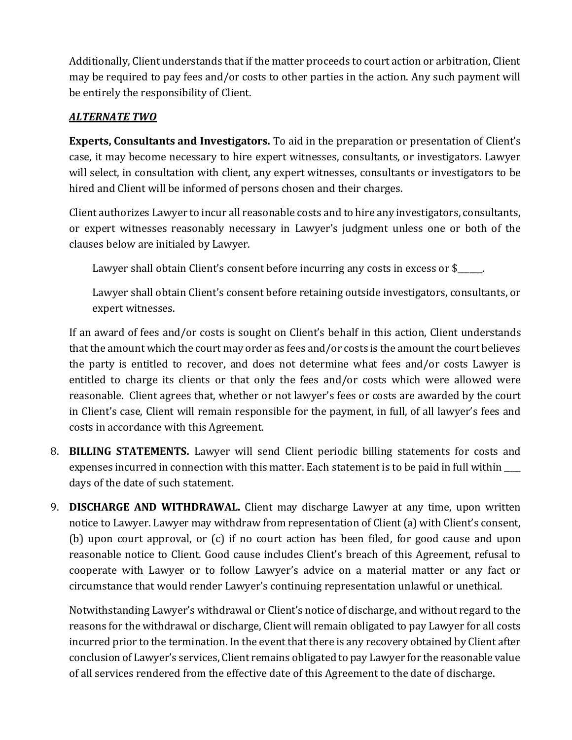Additionally, Client understands that if the matter proceeds to court action or arbitration, Client may be required to pay fees and/or costs to other parties in the action. Any such payment will be entirely the responsibility of Client.

***ALTERNATE TWO***

**Experts, Consultants and Investigators.** To aid in the preparation or presentation of Client's case, it may become necessary to hire expert witnesses, consultants, or investigators. Lawyer will select, in consultation with client, any expert witnesses, consultants or investigators to be hired and Client will be informed of persons chosen and their charges.

Client authorizes Lawyer to incur all reasonable costs and to hire any investigators, consultants, or expert witnesses reasonably necessary in Lawyer's judgment unless one or both of the clauses below are initialed by Lawyer.

> Lawyer shall obtain Client's consent before incurring any costs in excess or $______.
>
> Lawyer shall obtain Client's consent before retaining outside investigators, consultants, or expert witnesses.

If an award of fees and/or costs is sought on Client's behalf in this action, Client understands that the amount which the court may order as fees and/or costs is the amount the court believes the party is entitled to recover, and does not determine what fees and/or costs Lawyer is entitled to charge its clients or that only the fees and/or costs which were allowed were reasonable. Client agrees that, whether or not lawyer's fees or costs are awarded by the court in Client's case, Client will remain responsible for the payment, in full, of all lawyer's fees and costs in accordance with this Agreement.

8. **BILLING STATEMENTS.** Lawyer will send Client periodic billing statements for costs and expenses incurred in connection with this matter. Each statement is to be paid in full within ____ days of the date of such statement.

9. **DISCHARGE AND WITHDRAWAL.** Client may discharge Lawyer at any time, upon written notice to Lawyer. Lawyer may withdraw from representation of Client (a) with Client's consent, (b) upon court approval, or (c) if no court action has been filed, for good cause and upon reasonable notice to Client. Good cause includes Client's breach of this Agreement, refusal to cooperate with Lawyer or to follow Lawyer's advice on a material matter or any fact or circumstance that would render Lawyer's continuing representation unlawful or unethical.

   Notwithstanding Lawyer's withdrawal or Client's notice of discharge, and without regard to the reasons for the withdrawal or discharge, Client will remain obligated to pay Lawyer for all costs incurred prior to the termination. In the event that there is any recovery obtained by Client after conclusion of Lawyer's services, Client remains obligated to pay Lawyer for the reasonable value of all services rendered from the effective date of this Agreement to the date of discharge.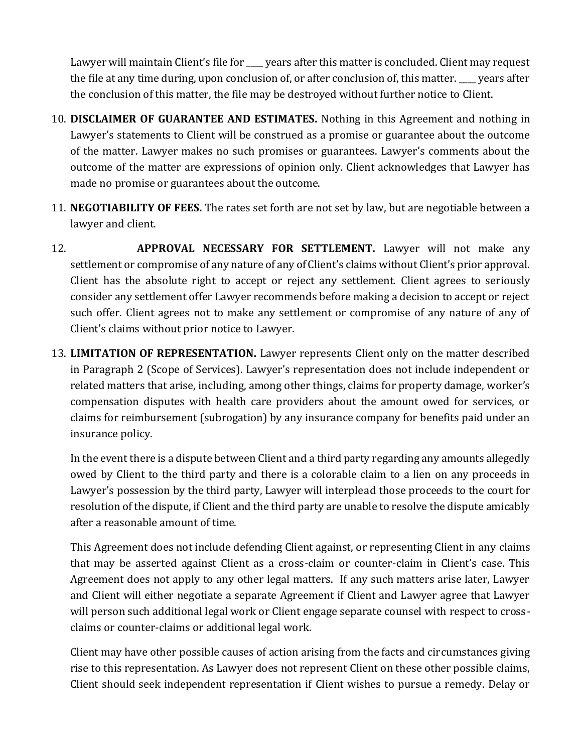Lawyer will maintain Client's file for ____ years after this matter is concluded. Client may request the file at any time during, upon conclusion of, or after conclusion of, this matter. ____ years after the conclusion of this matter, the file may be destroyed without further notice to Client.

10. **DISCLAIMER OF GUARANTEE AND ESTIMATES.** Nothing in this Agreement and nothing in Lawyer's statements to Client will be construed as a promise or guarantee about the outcome of the matter. Lawyer makes no such promises or guarantees. Lawyer's comments about the outcome of the matter are expressions of opinion only. Client acknowledges that Lawyer has made no promise or guarantees about the outcome.

11. **NEGOTIABILITY OF FEES.** The rates set forth are not set by law, but are negotiable between a lawyer and client.

12. **APPROVAL NECESSARY FOR SETTLEMENT.** Lawyer will not make any settlement or compromise of any nature of any of Client's claims without Client's prior approval. Client has the absolute right to accept or reject any settlement. Client agrees to seriously consider any settlement offer Lawyer recommends before making a decision to accept or reject such offer. Client agrees not to make any settlement or compromise of any nature of any of Client's claims without prior notice to Lawyer.

13. **LIMITATION OF REPRESENTATION.** Lawyer represents Client only on the matter described in Paragraph 2 (Scope of Services). Lawyer's representation does not include independent or related matters that arise, including, among other things, claims for property damage, worker's compensation disputes with health care providers about the amount owed for services, or claims for reimbursement (subrogation) by any insurance company for benefits paid under an insurance policy.

    In the event there is a dispute between Client and a third party regarding any amounts allegedly owed by Client to the third party and there is a colorable claim to a lien on any proceeds in Lawyer's possession by the third party, Lawyer will interplead those proceeds to the court for resolution of the dispute, if Client and the third party are unable to resolve the dispute amicably after a reasonable amount of time.

    This Agreement does not include defending Client against, or representing Client in any claims that may be asserted against Client as a cross-claim or counter-claim in Client's case. This Agreement does not apply to any other legal matters. If any such matters arise later, Lawyer and Client will either negotiate a separate Agreement if Client and Lawyer agree that Lawyer will person such additional legal work or Client engage separate counsel with respect to cross-claims or counter-claims or additional legal work.

    Client may have other possible causes of action arising from the facts and circumstances giving rise to this representation. As Lawyer does not represent Client on these other possible claims, Client should seek independent representation if Client wishes to pursue a remedy. Delay or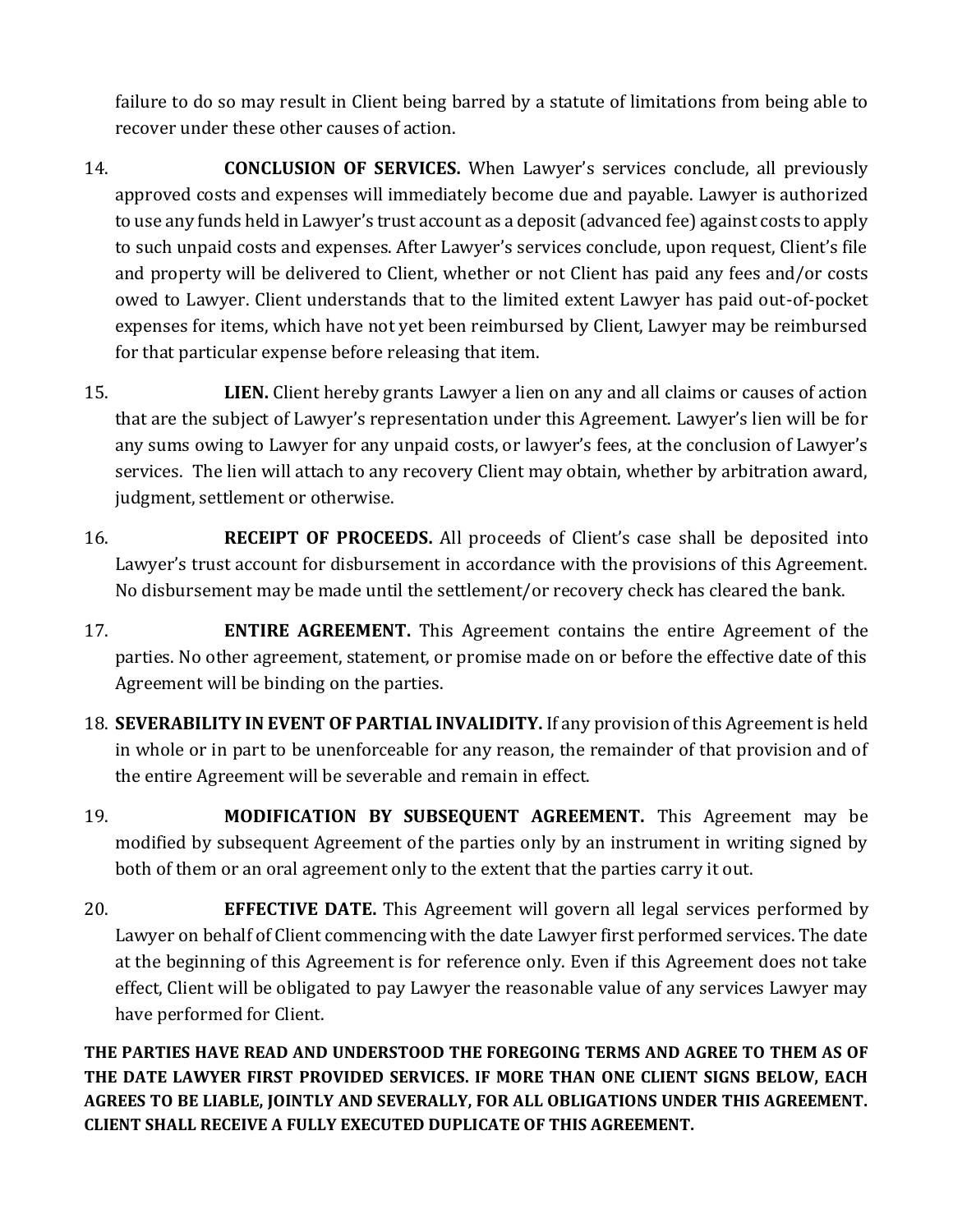failure to do so may result in Client being barred by a statute of limitations from being able to recover under these other causes of action.

14. **CONCLUSION OF SERVICES.** When Lawyer's services conclude, all previously approved costs and expenses will immediately become due and payable. Lawyer is authorized to use any funds held in Lawyer's trust account as a deposit (advanced fee) against costs to apply to such unpaid costs and expenses. After Lawyer's services conclude, upon request, Client's file and property will be delivered to Client, whether or not Client has paid any fees and/or costs owed to Lawyer. Client understands that to the limited extent Lawyer has paid out-of-pocket expenses for items, which have not yet been reimbursed by Client, Lawyer may be reimbursed for that particular expense before releasing that item.

15. **LIEN.** Client hereby grants Lawyer a lien on any and all claims or causes of action that are the subject of Lawyer's representation under this Agreement. Lawyer's lien will be for any sums owing to Lawyer for any unpaid costs, or lawyer's fees, at the conclusion of Lawyer's services. The lien will attach to any recovery Client may obtain, whether by arbitration award, judgment, settlement or otherwise.

16. **RECEIPT OF PROCEEDS.** All proceeds of Client's case shall be deposited into Lawyer's trust account for disbursement in accordance with the provisions of this Agreement. No disbursement may be made until the settlement/or recovery check has cleared the bank.

17. **ENTIRE AGREEMENT.** This Agreement contains the entire Agreement of the parties. No other agreement, statement, or promise made on or before the effective date of this Agreement will be binding on the parties.

18. **SEVERABILITY IN EVENT OF PARTIAL INVALIDITY.** If any provision of this Agreement is held in whole or in part to be unenforceable for any reason, the remainder of that provision and of the entire Agreement will be severable and remain in effect.

19. **MODIFICATION BY SUBSEQUENT AGREEMENT.** This Agreement may be modified by subsequent Agreement of the parties only by an instrument in writing signed by both of them or an oral agreement only to the extent that the parties carry it out.

20. **EFFECTIVE DATE.** This Agreement will govern all legal services performed by Lawyer on behalf of Client commencing with the date Lawyer first performed services. The date at the beginning of this Agreement is for reference only. Even if this Agreement does not take effect, Client will be obligated to pay Lawyer the reasonable value of any services Lawyer may have performed for Client.

**THE PARTIES HAVE READ AND UNDERSTOOD THE FOREGOING TERMS AND AGREE TO THEM AS OF THE DATE LAWYER FIRST PROVIDED SERVICES. IF MORE THAN ONE CLIENT SIGNS BELOW, EACH AGREES TO BE LIABLE, JOINTLY AND SEVERALLY, FOR ALL OBLIGATIONS UNDER THIS AGREEMENT. CLIENT SHALL RECEIVE A FULLY EXECUTED DUPLICATE OF THIS AGREEMENT.**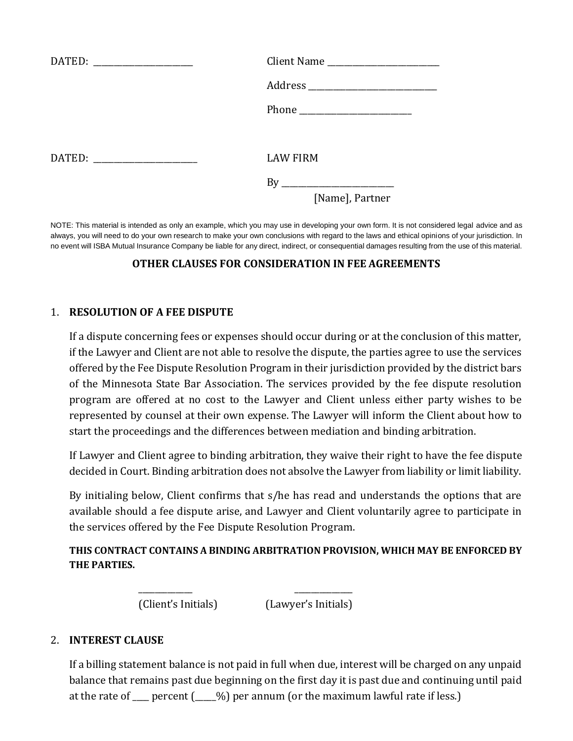DATED: \_\_\_\_\_\_\_\_\_\_\_\_\_\_\_\_\_\_\_\_\_\_\_\_

Client Name \_\_\_\_\_\_\_\_\_\_\_\_\_\_\_\_\_\_\_\_\_\_\_\_\_\_

Address \_\_\_\_\_\_\_\_\_\_\_\_\_\_\_\_\_\_\_\_\_\_\_\_\_\_\_\_\_\_

Phone \_\_\_\_\_\_\_\_\_\_\_\_\_\_\_\_\_\_\_\_\_\_\_\_\_\_

DATED: \_\_\_\_\_\_\_\_\_\_\_\_\_\_\_\_\_\_\_\_\_\_\_\_

LAW FIRM

By \_\_\_\_\_\_\_\_\_\_\_\_\_\_\_\_\_\_\_\_\_\_\_\_\_\_
[Name], Partner

NOTE: This material is intended as only an example, which you may use in developing your own form. It is not considered legal advice and as always, you will need to do your own research to make your own conclusions with regard to the laws and ethical opinions of your jurisdiction. In no event will ISBA Mutual Insurance Company be liable for any direct, indirect, or consequential damages resulting from the use of this material.

## OTHER CLAUSES FOR CONSIDERATION IN FEE AGREEMENTS

1. **RESOLUTION OF A FEE DISPUTE**

   If a dispute concerning fees or expenses should occur during or at the conclusion of this matter, if the Lawyer and Client are not able to resolve the dispute, the parties agree to use the services offered by the Fee Dispute Resolution Program in their jurisdiction provided by the district bars of the Minnesota State Bar Association. The services provided by the fee dispute resolution program are offered at no cost to the Lawyer and Client unless either party wishes to be represented by counsel at their own expense. The Lawyer will inform the Client about how to start the proceedings and the differences between mediation and binding arbitration.

   If Lawyer and Client agree to binding arbitration, they waive their right to have the fee dispute decided in Court. Binding arbitration does not absolve the Lawyer from liability or limit liability.

   By initialing below, Client confirms that s/he has read and understands the options that are available should a fee dispute arise, and Lawyer and Client voluntarily agree to participate in the services offered by the Fee Dispute Resolution Program.

   **THIS CONTRACT CONTAINS A BINDING ARBITRATION PROVISION, WHICH MAY BE ENFORCED BY THE PARTIES.**

   \_\_\_\_\_\_\_\_\_\_\_\_ (Client's Initials)  \_\_\_\_\_\_\_\_\_\_\_\_ (Lawyer's Initials)

2. **INTEREST CLAUSE**

   If a billing statement balance is not paid in full when due, interest will be charged on any unpaid balance that remains past due beginning on the first day it is past due and continuing until paid at the rate of \_\_\_\_ percent (\_\_\_\_\_%) per annum (or the maximum lawful rate if less.)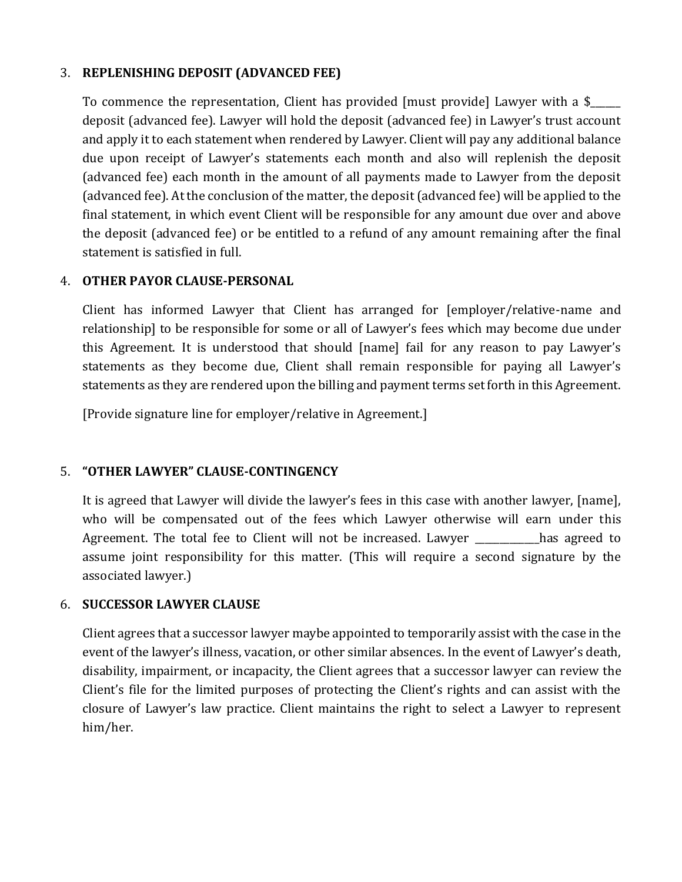3. **REPLENISHING DEPOSIT (ADVANCED FEE)**

   To commence the representation, Client has provided [must provide] Lawyer with a $______ deposit (advanced fee). Lawyer will hold the deposit (advanced fee) in Lawyer's trust account and apply it to each statement when rendered by Lawyer. Client will pay any additional balance due upon receipt of Lawyer's statements each month and also will replenish the deposit (advanced fee) each month in the amount of all payments made to Lawyer from the deposit (advanced fee). At the conclusion of the matter, the deposit (advanced fee) will be applied to the final statement, in which event Client will be responsible for any amount due over and above the deposit (advanced fee) or be entitled to a refund of any amount remaining after the final statement is satisfied in full.

4. **OTHER PAYOR CLAUSE-PERSONAL**

   Client has informed Lawyer that Client has arranged for [employer/relative-name and relationship] to be responsible for some or all of Lawyer's fees which may become due under this Agreement. It is understood that should [name] fail for any reason to pay Lawyer's statements as they become due, Client shall remain responsible for paying all Lawyer's statements as they are rendered upon the billing and payment terms set forth in this Agreement.

   [Provide signature line for employer/relative in Agreement.]

5. **"OTHER LAWYER" CLAUSE-CONTINGENCY**

   It is agreed that Lawyer will divide the lawyer's fees in this case with another lawyer, [name], who will be compensated out of the fees which Lawyer otherwise will earn under this Agreement. The total fee to Client will not be increased. Lawyer _____________has agreed to assume joint responsibility for this matter. (This will require a second signature by the associated lawyer.)

6. **SUCCESSOR LAWYER CLAUSE**

   Client agrees that a successor lawyer maybe appointed to temporarily assist with the case in the event of the lawyer's illness, vacation, or other similar absences. In the event of Lawyer's death, disability, impairment, or incapacity, the Client agrees that a successor lawyer can review the Client's file for the limited purposes of protecting the Client's rights and can assist with the closure of Lawyer's law practice. Client maintains the right to select a Lawyer to represent him/her.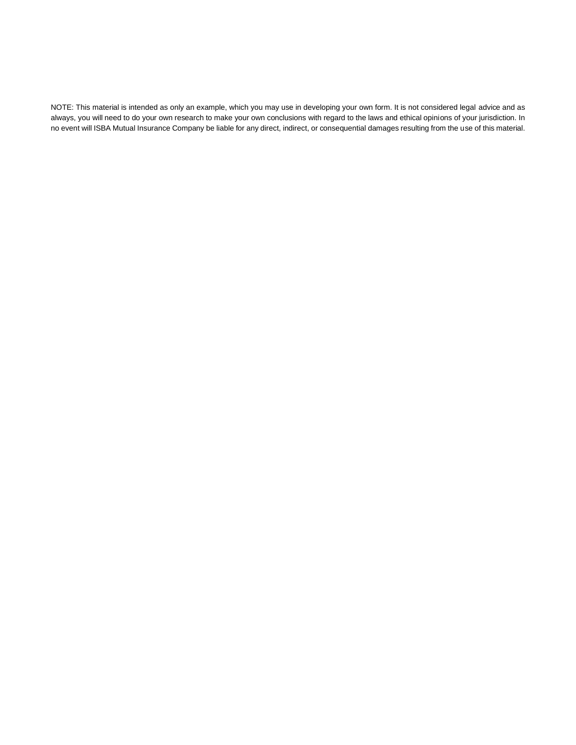NOTE: This material is intended as only an example, which you may use in developing your own form. It is not considered legal advice and as always, you will need to do your own research to make your own conclusions with regard to the laws and ethical opinions of your jurisdiction. In no event will ISBA Mutual Insurance Company be liable for any direct, indirect, or consequential damages resulting from the use of this material.